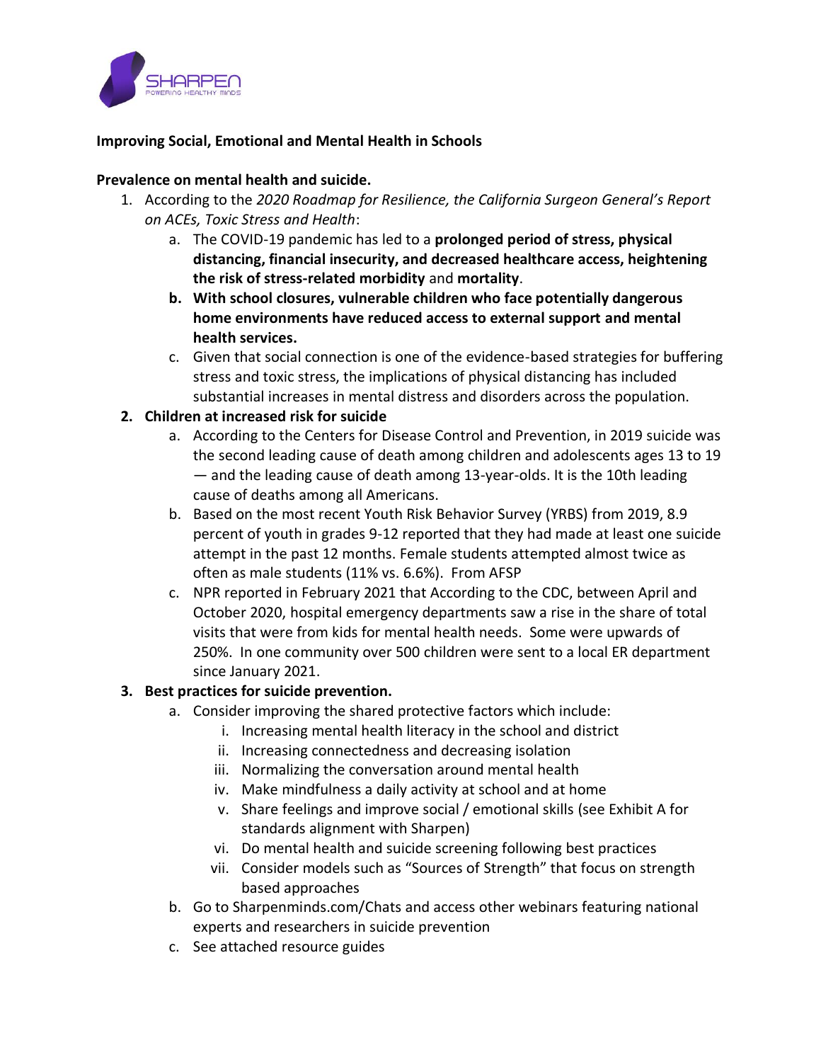SHARPEN
POWERING HEALTHY MINDS

**Improving Social, Emotional and Mental Health in Schools**

**Prevalence on mental health and suicide.**

1. According to the *2020 Roadmap for Resilience, the California Surgeon General's Report on ACEs, Toxic Stress and Health*:
   a. The COVID-19 pandemic has led to a **prolonged period of stress, physical distancing, financial insecurity, and decreased healthcare access, heightening the risk of stress-related morbidity** and **mortality**.
   b. **With school closures, vulnerable children who face potentially dangerous home environments have reduced access to external support and mental health services.**
   c. Given that social connection is one of the evidence-based strategies for buffering stress and toxic stress, the implications of physical distancing has included substantial increases in mental distress and disorders across the population.
2. **Children at increased risk for suicide**
   a. According to the Centers for Disease Control and Prevention, in 2019 suicide was the second leading cause of death among children and adolescents ages 13 to 19 — and the leading cause of death among 13-year-olds. It is the 10th leading cause of deaths among all Americans.
   b. Based on the most recent Youth Risk Behavior Survey (YRBS) from 2019, 8.9 percent of youth in grades 9-12 reported that they had made at least one suicide attempt in the past 12 months. Female students attempted almost twice as often as male students (11% vs. 6.6%). From AFSP
   c. NPR reported in February 2021 that According to the CDC, between April and October 2020, hospital emergency departments saw a rise in the share of total visits that were from kids for mental health needs. Some were upwards of 250%. In one community over 500 children were sent to a local ER department since January 2021.
3. **Best practices for suicide prevention.**
   a. Consider improving the shared protective factors which include:
      i. Increasing mental health literacy in the school and district
      ii. Increasing connectedness and decreasing isolation
      iii. Normalizing the conversation around mental health
      iv. Make mindfulness a daily activity at school and at home
      v. Share feelings and improve social / emotional skills (see Exhibit A for standards alignment with Sharpen)
      vi. Do mental health and suicide screening following best practices
      vii. Consider models such as "Sources of Strength" that focus on strength based approaches
   b. Go to Sharpenminds.com/Chats and access other webinars featuring national experts and researchers in suicide prevention
   c. See attached resource guides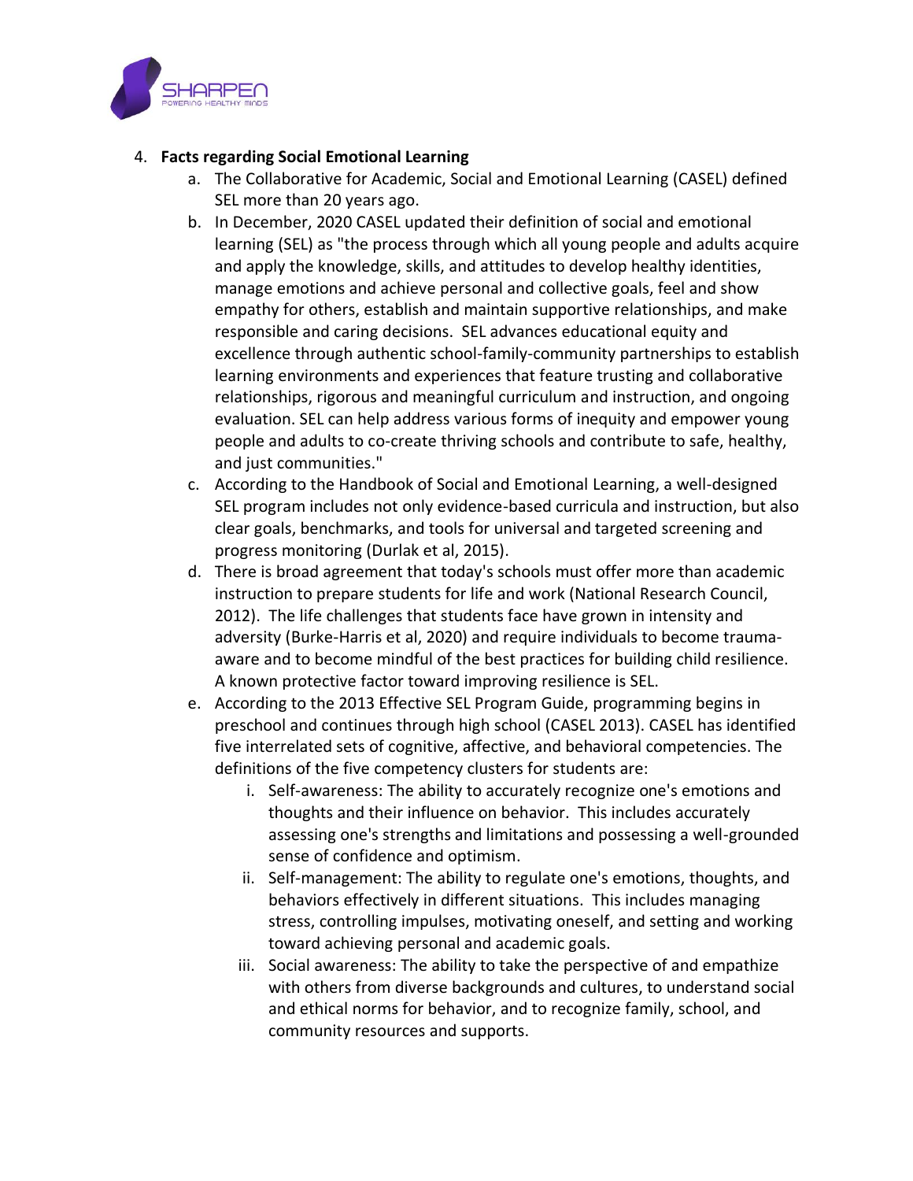4. **Facts regarding Social Emotional Learning**
    a. The Collaborative for Academic, Social and Emotional Learning (CASEL) defined SEL more than 20 years ago.
    b. In December, 2020 CASEL updated their definition of social and emotional learning (SEL) as "the process through which all young people and adults acquire and apply the knowledge, skills, and attitudes to develop healthy identities, manage emotions and achieve personal and collective goals, feel and show empathy for others, establish and maintain supportive relationships, and make responsible and caring decisions. SEL advances educational equity and excellence through authentic school-family-community partnerships to establish learning environments and experiences that feature trusting and collaborative relationships, rigorous and meaningful curriculum and instruction, and ongoing evaluation. SEL can help address various forms of inequity and empower young people and adults to co-create thriving schools and contribute to safe, healthy, and just communities."
    c. According to the Handbook of Social and Emotional Learning, a well-designed SEL program includes not only evidence-based curricula and instruction, but also clear goals, benchmarks, and tools for universal and targeted screening and progress monitoring (Durlak et al, 2015).
    d. There is broad agreement that today's schools must offer more than academic instruction to prepare students for life and work (National Research Council, 2012). The life challenges that students face have grown in intensity and adversity (Burke-Harris et al, 2020) and require individuals to become trauma-aware and to become mindful of the best practices for building child resilience. A known protective factor toward improving resilience is SEL.
    e. According to the 2013 Effective SEL Program Guide, programming begins in preschool and continues through high school (CASEL 2013). CASEL has identified five interrelated sets of cognitive, affective, and behavioral competencies. The definitions of the five competency clusters for students are:
        i. Self-awareness: The ability to accurately recognize one's emotions and thoughts and their influence on behavior. This includes accurately assessing one's strengths and limitations and possessing a well-grounded sense of confidence and optimism.
        ii. Self-management: The ability to regulate one's emotions, thoughts, and behaviors effectively in different situations. This includes managing stress, controlling impulses, motivating oneself, and setting and working toward achieving personal and academic goals.
        iii. Social awareness: The ability to take the perspective of and empathize with others from diverse backgrounds and cultures, to understand social and ethical norms for behavior, and to recognize family, school, and community resources and supports.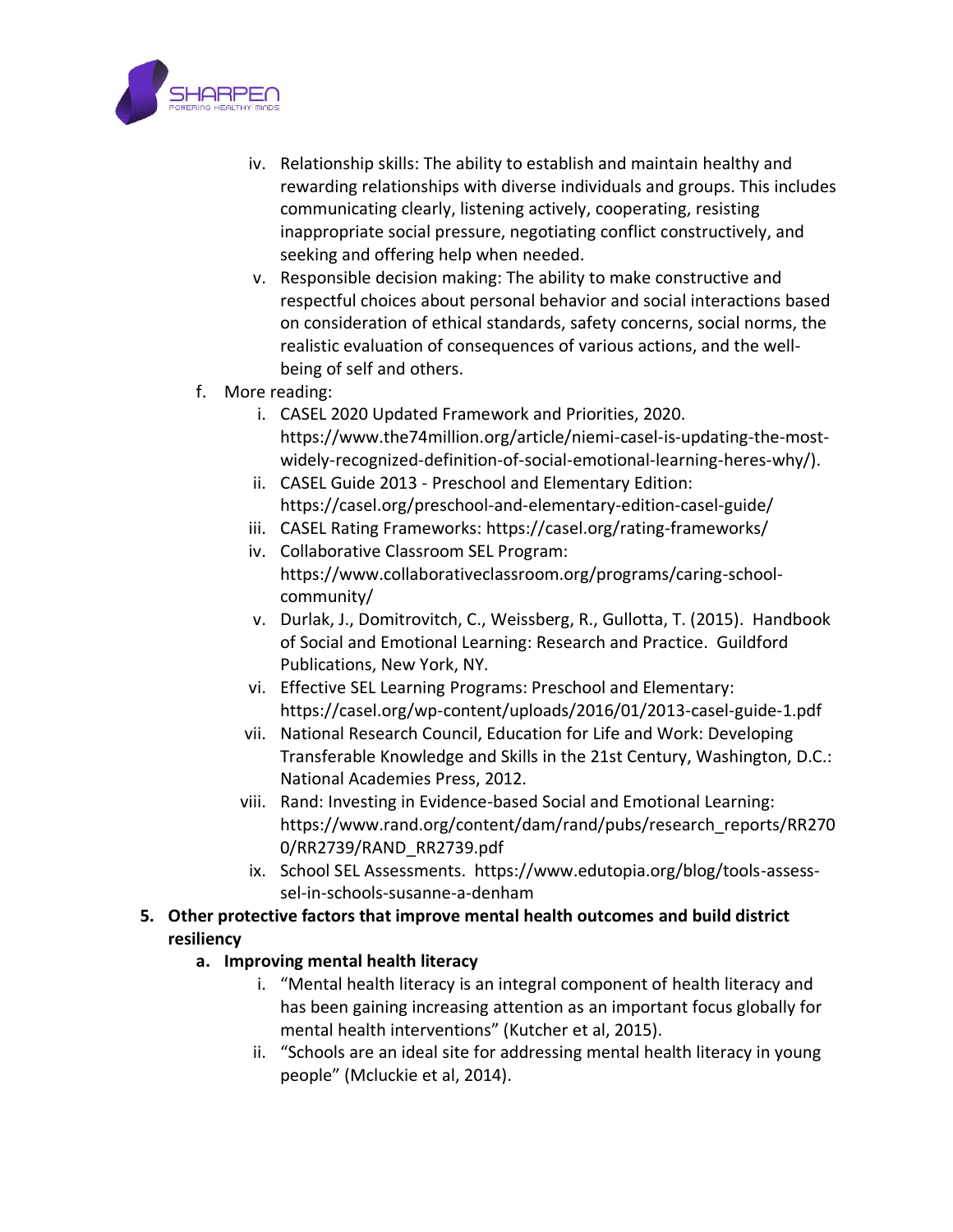iv. Relationship skills: The ability to establish and maintain healthy and rewarding relationships with diverse individuals and groups. This includes communicating clearly, listening actively, cooperating, resisting inappropriate social pressure, negotiating conflict constructively, and seeking and offering help when needed.

v. Responsible decision making: The ability to make constructive and respectful choices about personal behavior and social interactions based on consideration of ethical standards, safety concerns, social norms, the realistic evaluation of consequences of various actions, and the well-being of self and others.

f. More reading:

i. CASEL 2020 Updated Framework and Priorities, 2020. https://www.the74million.org/article/niemi-casel-is-updating-the-most-widely-recognized-definition-of-social-emotional-learning-heres-why/).

ii. CASEL Guide 2013 - Preschool and Elementary Edition: https://casel.org/preschool-and-elementary-edition-casel-guide/

iii. CASEL Rating Frameworks: https://casel.org/rating-frameworks/

iv. Collaborative Classroom SEL Program: https://www.collaborativeclassroom.org/programs/caring-school-community/

v. Durlak, J., Domitrovitch, C., Weissberg, R., Gullotta, T. (2015). Handbook of Social and Emotional Learning: Research and Practice. Guildford Publications, New York, NY.

vi. Effective SEL Learning Programs: Preschool and Elementary: https://casel.org/wp-content/uploads/2016/01/2013-casel-guide-1.pdf

vii. National Research Council, Education for Life and Work: Developing Transferable Knowledge and Skills in the 21st Century, Washington, D.C.: National Academies Press, 2012.

viii. Rand: Investing in Evidence-based Social and Emotional Learning: https://www.rand.org/content/dam/rand/pubs/research_reports/RR2700/RR2739/RAND_RR2739.pdf

ix. School SEL Assessments. https://www.edutopia.org/blog/tools-assess-sel-in-schools-susanne-a-denham

**5. Other protective factors that improve mental health outcomes and build district resiliency**

**a. Improving mental health literacy**

i. "Mental health literacy is an integral component of health literacy and has been gaining increasing attention as an important focus globally for mental health interventions" (Kutcher et al, 2015).

ii. "Schools are an ideal site for addressing mental health literacy in young people" (Mcluckie et al, 2014).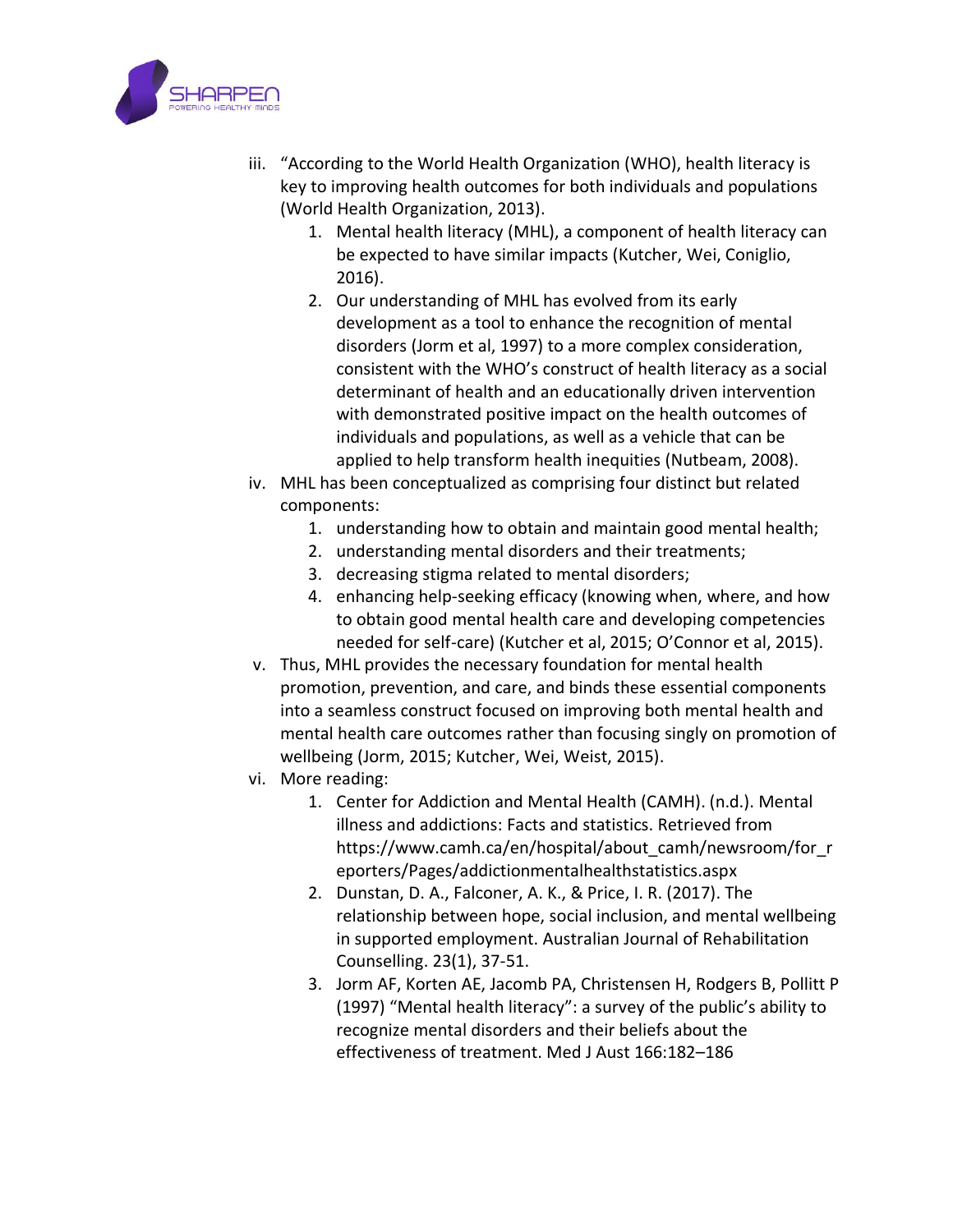iii. "According to the World Health Organization (WHO), health literacy is key to improving health outcomes for both individuals and populations (World Health Organization, 2013).
   1. Mental health literacy (MHL), a component of health literacy can be expected to have similar impacts (Kutcher, Wei, Coniglio, 2016).
   2. Our understanding of MHL has evolved from its early development as a tool to enhance the recognition of mental disorders (Jorm et al, 1997) to a more complex consideration, consistent with the WHO's construct of health literacy as a social determinant of health and an educationally driven intervention with demonstrated positive impact on the health outcomes of individuals and populations, as well as a vehicle that can be applied to help transform health inequities (Nutbeam, 2008).

iv. MHL has been conceptualized as comprising four distinct but related components:
   1. understanding how to obtain and maintain good mental health;
   2. understanding mental disorders and their treatments;
   3. decreasing stigma related to mental disorders;
   4. enhancing help-seeking efficacy (knowing when, where, and how to obtain good mental health care and developing competencies needed for self-care) (Kutcher et al, 2015; O'Connor et al, 2015).

v. Thus, MHL provides the necessary foundation for mental health promotion, prevention, and care, and binds these essential components into a seamless construct focused on improving both mental health and mental health care outcomes rather than focusing singly on promotion of wellbeing (Jorm, 2015; Kutcher, Wei, Weist, 2015).

vi. More reading:
   1. Center for Addiction and Mental Health (CAMH). (n.d.). Mental illness and addictions: Facts and statistics. Retrieved from https://www.camh.ca/en/hospital/about_camh/newsroom/for_reporters/Pages/addictionmentalhealthstatistics.aspx
   2. Dunstan, D. A., Falconer, A. K., & Price, I. R. (2017). The relationship between hope, social inclusion, and mental wellbeing in supported employment. Australian Journal of Rehabilitation Counselling. 23(1), 37-51.
   3. Jorm AF, Korten AE, Jacomb PA, Christensen H, Rodgers B, Pollitt P (1997) "Mental health literacy": a survey of the public's ability to recognize mental disorders and their beliefs about the effectiveness of treatment. Med J Aust 166:182–186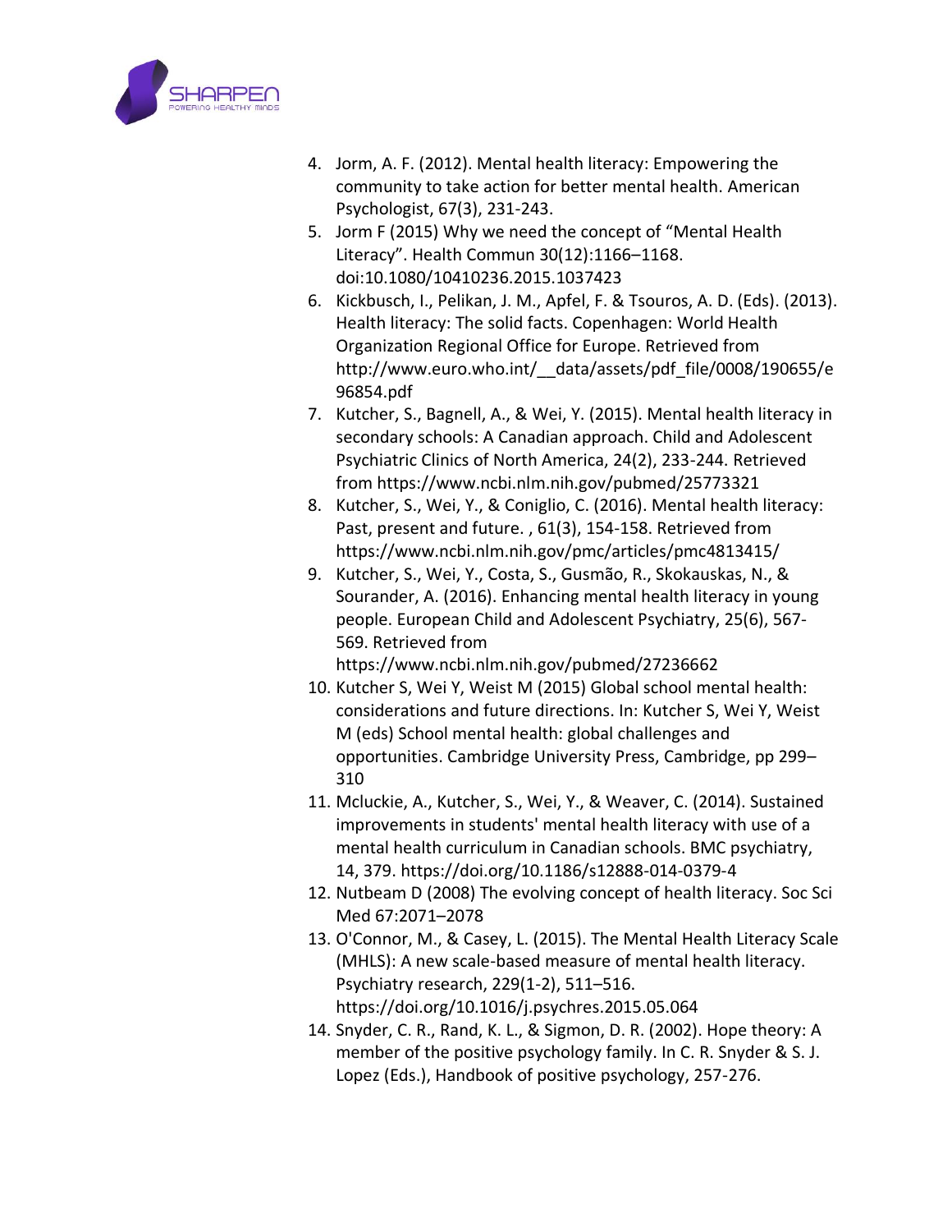4. Jorm, A. F. (2012). Mental health literacy: Empowering the community to take action for better mental health. American Psychologist, 67(3), 231-243.
5. Jorm F (2015) Why we need the concept of "Mental Health Literacy". Health Commun 30(12):1166–1168. doi:10.1080/10410236.2015.1037423
6. Kickbusch, I., Pelikan, J. M., Apfel, F. & Tsouros, A. D. (Eds). (2013). Health literacy: The solid facts. Copenhagen: World Health Organization Regional Office for Europe. Retrieved from http://www.euro.who.int/__data/assets/pdf_file/0008/190655/e96854.pdf
7. Kutcher, S., Bagnell, A., & Wei, Y. (2015). Mental health literacy in secondary schools: A Canadian approach. Child and Adolescent Psychiatric Clinics of North America, 24(2), 233-244. Retrieved from https://www.ncbi.nlm.nih.gov/pubmed/25773321
8. Kutcher, S., Wei, Y., & Coniglio, C. (2016). Mental health literacy: Past, present and future. , 61(3), 154-158. Retrieved from https://www.ncbi.nlm.nih.gov/pmc/articles/pmc4813415/
9. Kutcher, S., Wei, Y., Costa, S., Gusmão, R., Skokauskas, N., & Sourander, A. (2016). Enhancing mental health literacy in young people. European Child and Adolescent Psychiatry, 25(6), 567-569. Retrieved from https://www.ncbi.nlm.nih.gov/pubmed/27236662
10. Kutcher S, Wei Y, Weist M (2015) Global school mental health: considerations and future directions. In: Kutcher S, Wei Y, Weist M (eds) School mental health: global challenges and opportunities. Cambridge University Press, Cambridge, pp 299–310
11. Mcluckie, A., Kutcher, S., Wei, Y., & Weaver, C. (2014). Sustained improvements in students' mental health literacy with use of a mental health curriculum in Canadian schools. BMC psychiatry, 14, 379. https://doi.org/10.1186/s12888-014-0379-4
12. Nutbeam D (2008) The evolving concept of health literacy. Soc Sci Med 67:2071–2078
13. O'Connor, M., & Casey, L. (2015). The Mental Health Literacy Scale (MHLS): A new scale-based measure of mental health literacy. Psychiatry research, 229(1-2), 511–516. https://doi.org/10.1016/j.psychres.2015.05.064
14. Snyder, C. R., Rand, K. L., & Sigmon, D. R. (2002). Hope theory: A member of the positive psychology family. In C. R. Snyder & S. J. Lopez (Eds.), Handbook of positive psychology, 257-276.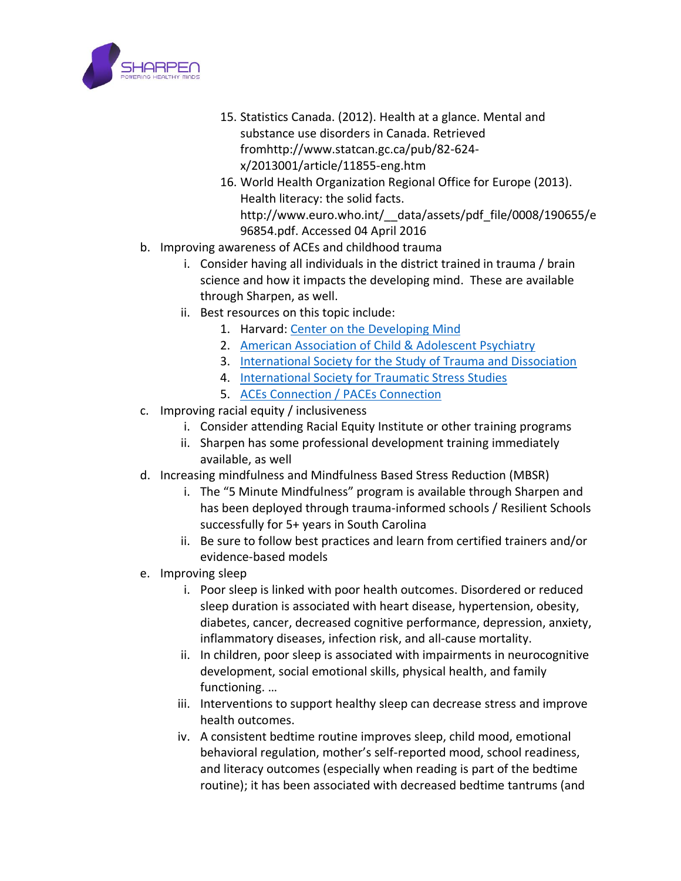15. Statistics Canada. (2012). Health at a glance. Mental and substance use disorders in Canada. Retrieved fromhttp://www.statcan.gc.ca/pub/82-624-x/2013001/article/11855-eng.htm
16. World Health Organization Regional Office for Europe (2013). Health literacy: the solid facts. http://www.euro.who.int/__data/assets/pdf_file/0008/190655/e96854.pdf. Accessed 04 April 2016

b. Improving awareness of ACEs and childhood trauma
   i. Consider having all individuals in the district trained in trauma / brain science and how it impacts the developing mind. These are available through Sharpen, as well.
   ii. Best resources on this topic include:
      1. Harvard: Center on the Developing Mind
      2. American Association of Child & Adolescent Psychiatry
      3. International Society for the Study of Trauma and Dissociation
      4. International Society for Traumatic Stress Studies
      5. ACEs Connection / PACEs Connection

c. Improving racial equity / inclusiveness
   i. Consider attending Racial Equity Institute or other training programs
   ii. Sharpen has some professional development training immediately available, as well

d. Increasing mindfulness and Mindfulness Based Stress Reduction (MBSR)
   i. The "5 Minute Mindfulness" program is available through Sharpen and has been deployed through trauma-informed schools / Resilient Schools successfully for 5+ years in South Carolina
   ii. Be sure to follow best practices and learn from certified trainers and/or evidence-based models

e. Improving sleep
   i. Poor sleep is linked with poor health outcomes. Disordered or reduced sleep duration is associated with heart disease, hypertension, obesity, diabetes, cancer, decreased cognitive performance, depression, anxiety, inflammatory diseases, infection risk, and all-cause mortality.
   ii. In children, poor sleep is associated with impairments in neurocognitive development, social emotional skills, physical health, and family functioning. …
   iii. Interventions to support healthy sleep can decrease stress and improve health outcomes.
   iv. A consistent bedtime routine improves sleep, child mood, emotional behavioral regulation, mother's self-reported mood, school readiness, and literacy outcomes (especially when reading is part of the bedtime routine); it has been associated with decreased bedtime tantrums (and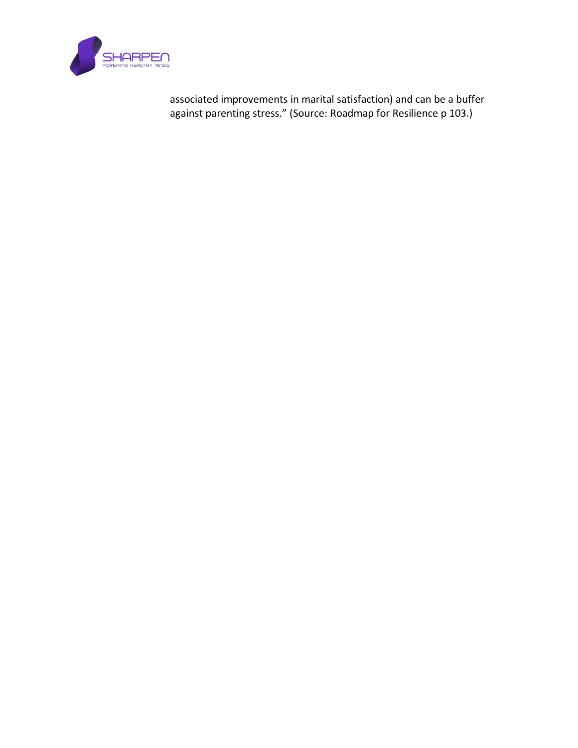associated improvements in marital satisfaction) and can be a buffer against parenting stress." (Source: Roadmap for Resilience p 103.)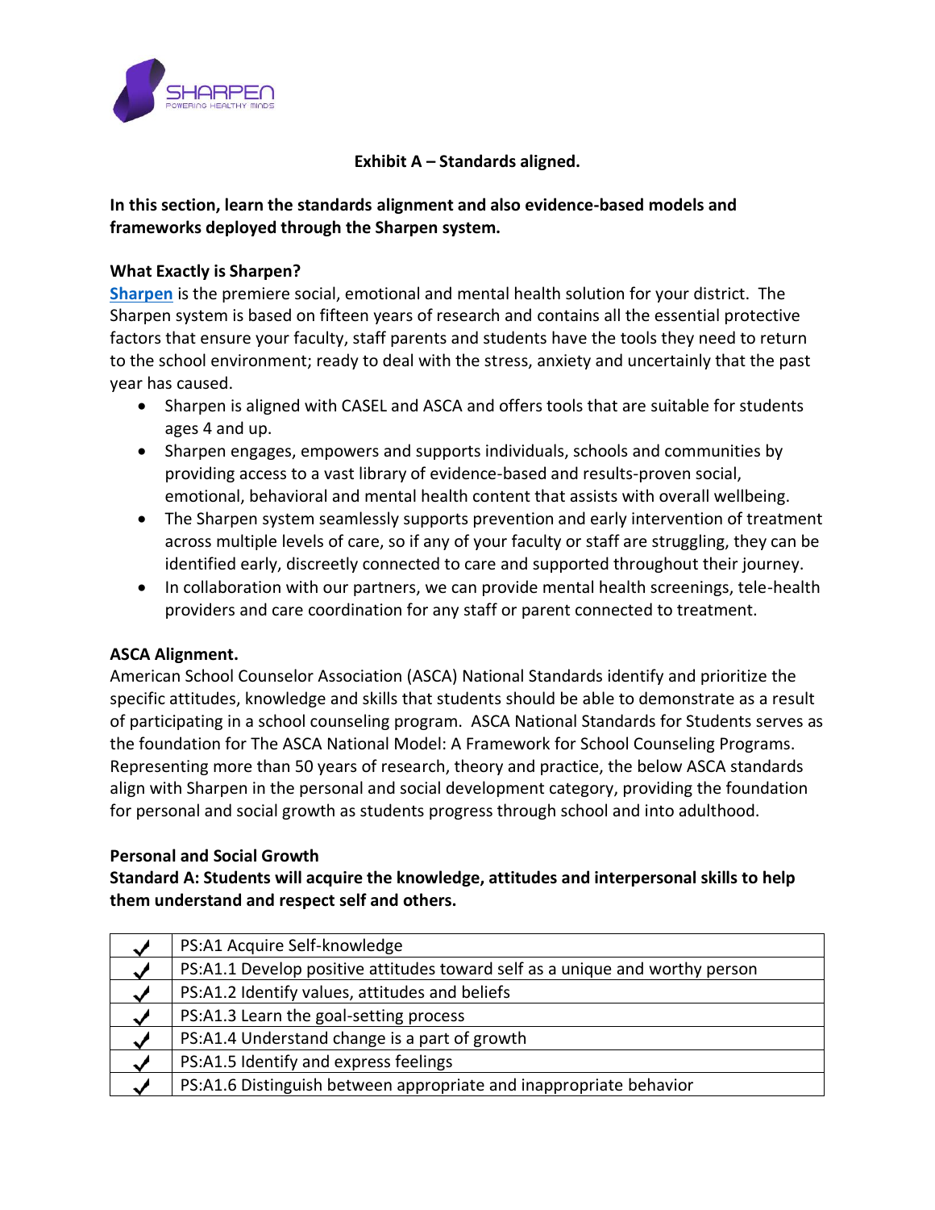**Exhibit A – Standards aligned.**

**In this section, learn the standards alignment and also evidence-based models and frameworks deployed through the Sharpen system.**

**What Exactly is Sharpen?**

**Sharpen** is the premiere social, emotional and mental health solution for your district. The Sharpen system is based on fifteen years of research and contains all the essential protective factors that ensure your faculty, staff parents and students have the tools they need to return to the school environment; ready to deal with the stress, anxiety and uncertainly that the past year has caused.

- Sharpen is aligned with CASEL and ASCA and offers tools that are suitable for students ages 4 and up.
- Sharpen engages, empowers and supports individuals, schools and communities by providing access to a vast library of evidence-based and results-proven social, emotional, behavioral and mental health content that assists with overall wellbeing.
- The Sharpen system seamlessly supports prevention and early intervention of treatment across multiple levels of care, so if any of your faculty or staff are struggling, they can be identified early, discreetly connected to care and supported throughout their journey.
- In collaboration with our partners, we can provide mental health screenings, tele-health providers and care coordination for any staff or parent connected to treatment.

**ASCA Alignment.**

American School Counselor Association (ASCA) National Standards identify and prioritize the specific attitudes, knowledge and skills that students should be able to demonstrate as a result of participating in a school counseling program. ASCA National Standards for Students serves as the foundation for The ASCA National Model: A Framework for School Counseling Programs. Representing more than 50 years of research, theory and practice, the below ASCA standards align with Sharpen in the personal and social development category, providing the foundation for personal and social growth as students progress through school and into adulthood.

**Personal and Social Growth**

**Standard A: Students will acquire the knowledge, attitudes and interpersonal skills to help them understand and respect self and others.**

| | |
|---|---|
| ✓ | PS:A1 Acquire Self-knowledge |
| ✓ | PS:A1.1 Develop positive attitudes toward self as a unique and worthy person |
| ✓ | PS:A1.2 Identify values, attitudes and beliefs |
| ✓ | PS:A1.3 Learn the goal-setting process |
| ✓ | PS:A1.4 Understand change is a part of growth |
| ✓ | PS:A1.5 Identify and express feelings |
| ✓ | PS:A1.6 Distinguish between appropriate and inappropriate behavior |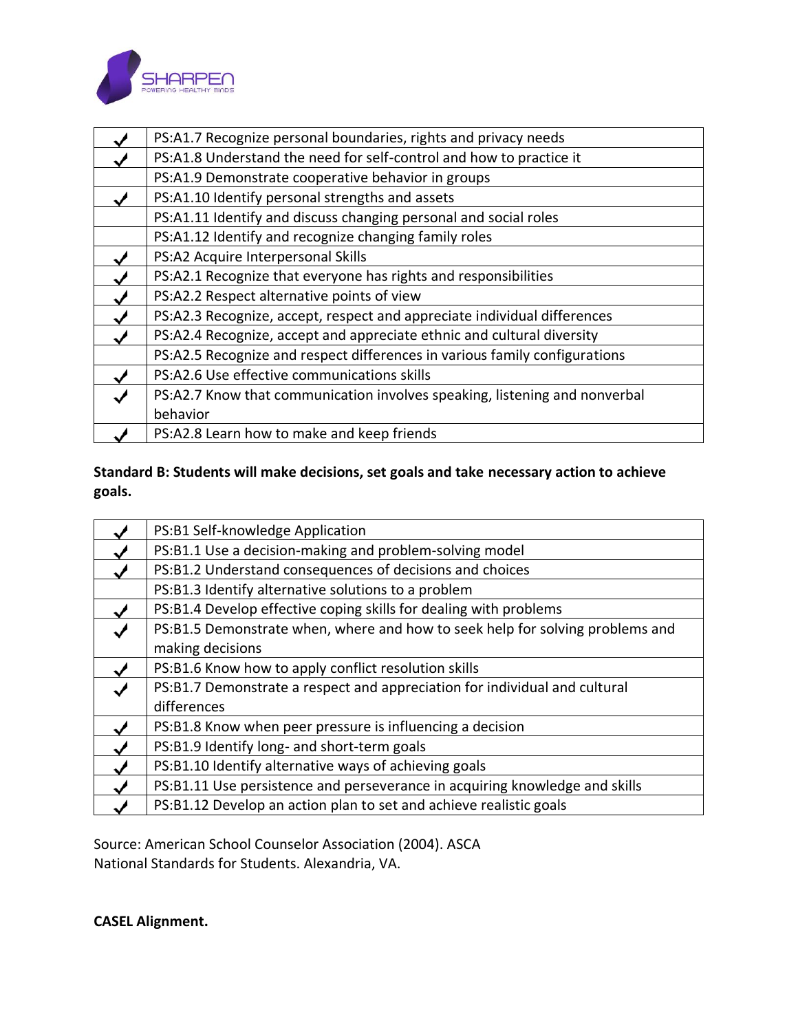| | |
|---|---|
| ✓ | PS:A1.7 Recognize personal boundaries, rights and privacy needs |
| ✓ | PS:A1.8 Understand the need for self-control and how to practice it |
| | PS:A1.9 Demonstrate cooperative behavior in groups |
| ✓ | PS:A1.10 Identify personal strengths and assets |
| | PS:A1.11 Identify and discuss changing personal and social roles |
| | PS:A1.12 Identify and recognize changing family roles |
| ✓ | PS:A2 Acquire Interpersonal Skills |
| ✓ | PS:A2.1 Recognize that everyone has rights and responsibilities |
| ✓ | PS:A2.2 Respect alternative points of view |
| ✓ | PS:A2.3 Recognize, accept, respect and appreciate individual differences |
| ✓ | PS:A2.4 Recognize, accept and appreciate ethnic and cultural diversity |
| | PS:A2.5 Recognize and respect differences in various family configurations |
| ✓ | PS:A2.6 Use effective communications skills |
| ✓ | PS:A2.7 Know that communication involves speaking, listening and nonverbal behavior |
| ✓ | PS:A2.8 Learn how to make and keep friends |

**Standard B: Students will make decisions, set goals and take necessary action to achieve goals.**

| | |
|---|---|
| ✓ | PS:B1 Self-knowledge Application |
| ✓ | PS:B1.1 Use a decision-making and problem-solving model |
| ✓ | PS:B1.2 Understand consequences of decisions and choices |
| | PS:B1.3 Identify alternative solutions to a problem |
| ✓ | PS:B1.4 Develop effective coping skills for dealing with problems |
| ✓ | PS:B1.5 Demonstrate when, where and how to seek help for solving problems and making decisions |
| ✓ | PS:B1.6 Know how to apply conflict resolution skills |
| ✓ | PS:B1.7 Demonstrate a respect and appreciation for individual and cultural differences |
| ✓ | PS:B1.8 Know when peer pressure is influencing a decision |
| ✓ | PS:B1.9 Identify long- and short-term goals |
| ✓ | PS:B1.10 Identify alternative ways of achieving goals |
| ✓ | PS:B1.11 Use persistence and perseverance in acquiring knowledge and skills |
| ✓ | PS:B1.12 Develop an action plan to set and achieve realistic goals |

Source: American School Counselor Association (2004). ASCA National Standards for Students. Alexandria, VA.

**CASEL Alignment.**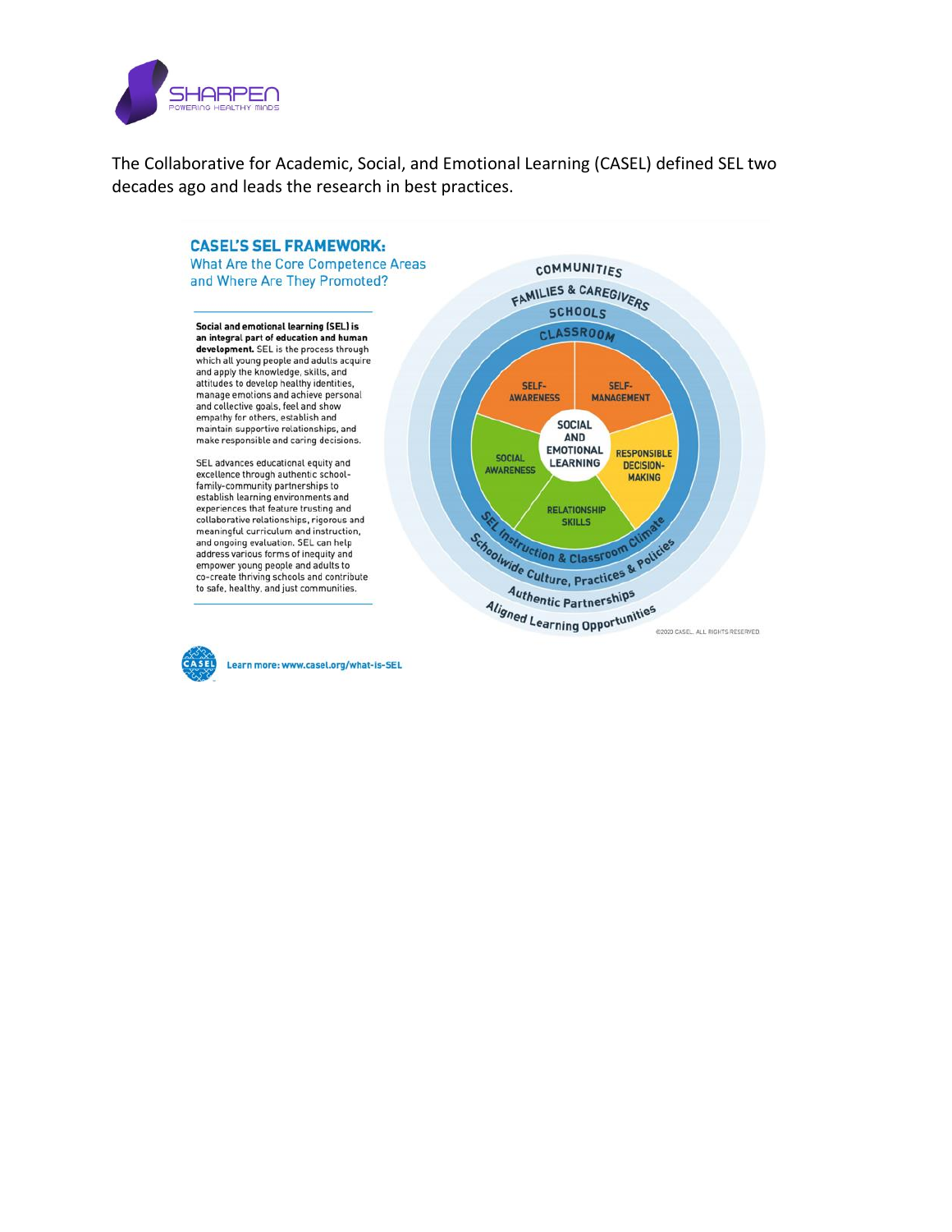The Collaborative for Academic, Social, and Emotional Learning (CASEL) defined SEL two decades ago and leads the research in best practices.

## CASEL'S SEL FRAMEWORK:

What Are the Core Competence Areas and Where Are They Promoted?

**Social and emotional learning (SEL) is an integral part of education and human development.** SEL is the process through which all young people and adults acquire and apply the knowledge, skills, and attitudes to develop healthy identities, manage emotions and achieve personal and collective goals, feel and show empathy for others, establish and maintain supportive relationships, and make responsible and caring decisions.

SEL advances educational equity and excellence through authentic school-family-community partnerships to establish learning environments and experiences that feature trusting and collaborative relationships, rigorous and meaningful curriculum and instruction, and ongoing evaluation. SEL can help address various forms of inequity and empower young people and adults to co-create thriving schools and contribute to safe, healthy, and just communities.

COMMUNITIES

FAMILIES & CAREGIVERS

SCHOOLS

CLASSROOM

SELF-AWARENESS

SELF-MANAGEMENT

SOCIAL AND EMOTIONAL LEARNING

SOCIAL AWARENESS

RESPONSIBLE DECISION-MAKING

RELATIONSHIP SKILLS

SEL Instruction & Classroom Climate

Schoolwide Culture, Practices & Policies

Authentic Partnerships

Aligned Learning Opportunities

©2020 CASEL. ALL RIGHTS RESERVED.

Learn more: www.casel.org/what-is-SEL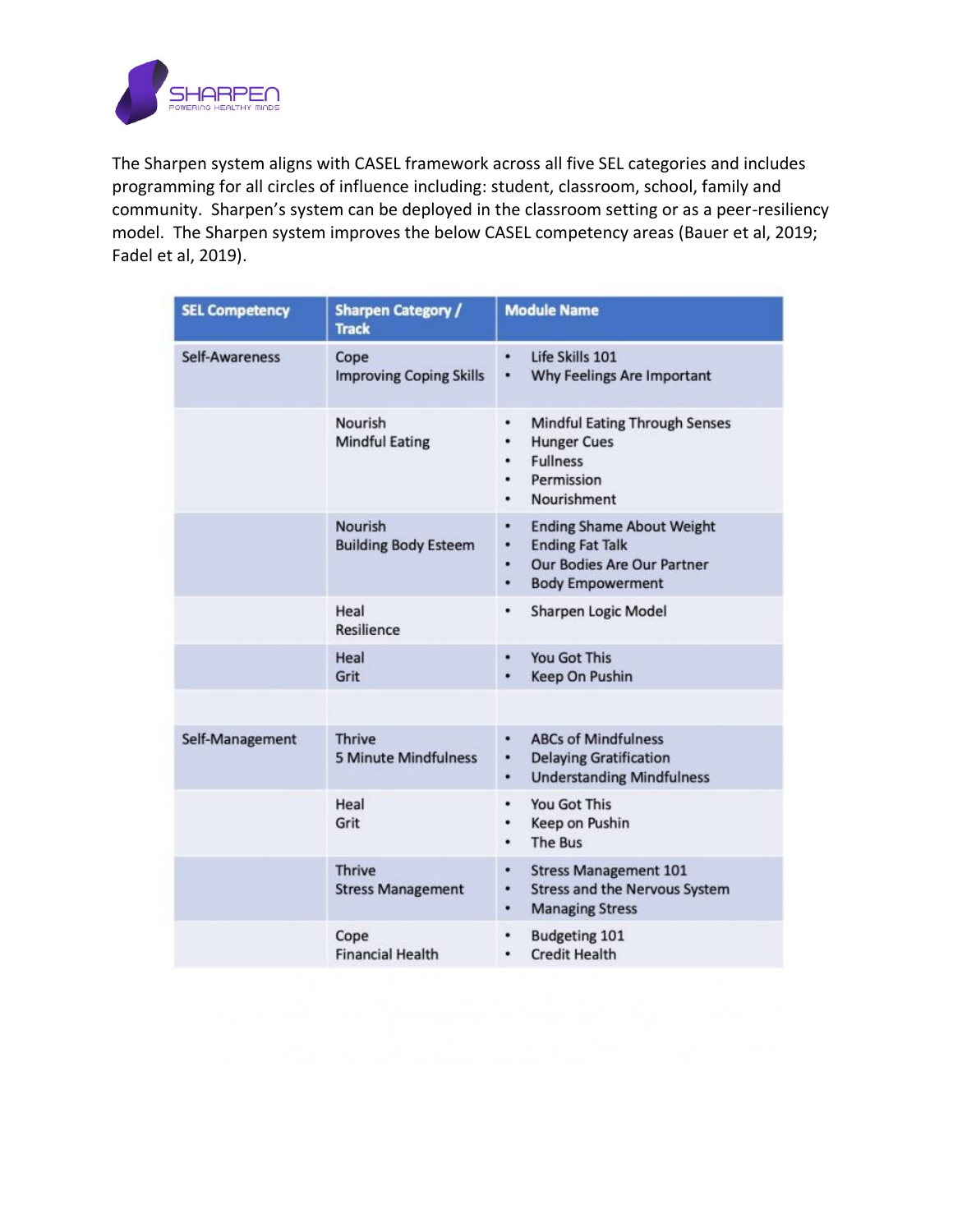The Sharpen system aligns with CASEL framework across all five SEL categories and includes programming for all circles of influence including: student, classroom, school, family and community. Sharpen's system can be deployed in the classroom setting or as a peer-resiliency model. The Sharpen system improves the below CASEL competency areas (Bauer et al, 2019; Fadel et al, 2019).

| SEL Competency | Sharpen Category / Track | Module Name |
|---|---|---|
| Self-Awareness | Cope<br>Improving Coping Skills | • Life Skills 101<br>• Why Feelings Are Important |
| | Nourish<br>Mindful Eating | • Mindful Eating Through Senses<br>• Hunger Cues<br>• Fullness<br>• Permission<br>• Nourishment |
| | Nourish<br>Building Body Esteem | • Ending Shame About Weight<br>• Ending Fat Talk<br>• Our Bodies Are Our Partner<br>• Body Empowerment |
| | Heal<br>Resilience | • Sharpen Logic Model |
| | Heal<br>Grit | • You Got This<br>• Keep On Pushin |
| | | |
| Self-Management | Thrive<br>5 Minute Mindfulness | • ABCs of Mindfulness<br>• Delaying Gratification<br>• Understanding Mindfulness |
| | Heal<br>Grit | • You Got This<br>• Keep on Pushin<br>• The Bus |
| | Thrive<br>Stress Management | • Stress Management 101<br>• Stress and the Nervous System<br>• Managing Stress |
| | Cope<br>Financial Health | • Budgeting 101<br>• Credit Health |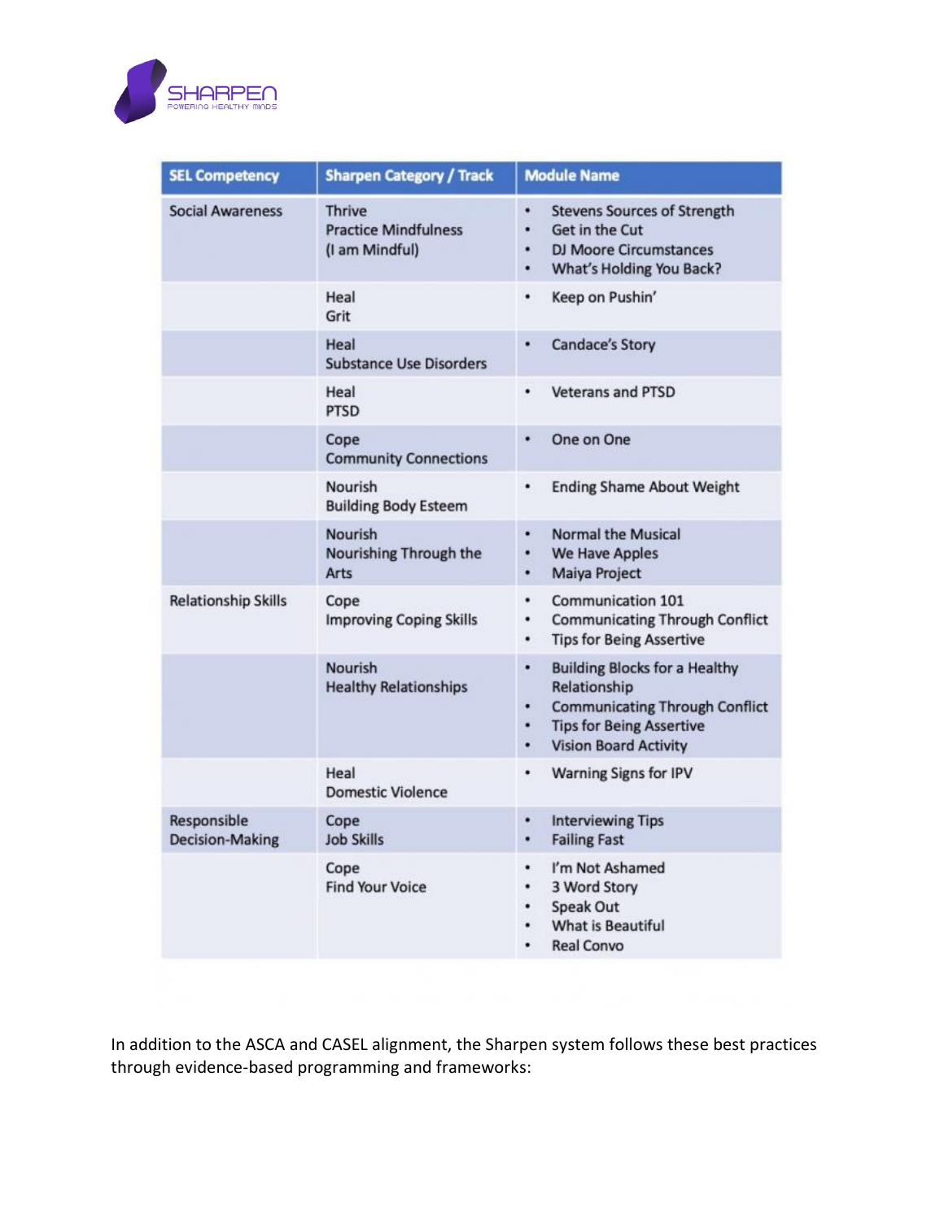| SEL Competency | Sharpen Category / Track | Module Name |
|---|---|---|
| Social Awareness | Thrive<br>Practice Mindfulness<br>(I am Mindful) | • Stevens Sources of Strength<br>• Get in the Cut<br>• DJ Moore Circumstances<br>• What's Holding You Back? |
| | Heal<br>Grit | • Keep on Pushin' |
| | Heal<br>Substance Use Disorders | • Candace's Story |
| | Heal<br>PTSD | • Veterans and PTSD |
| | Cope<br>Community Connections | • One on One |
| | Nourish<br>Building Body Esteem | • Ending Shame About Weight |
| | Nourish<br>Nourishing Through the Arts | • Normal the Musical<br>• We Have Apples<br>• Maiya Project |
| Relationship Skills | Cope<br>Improving Coping Skills | • Communication 101<br>• Communicating Through Conflict<br>• Tips for Being Assertive |
| | Nourish<br>Healthy Relationships | • Building Blocks for a Healthy Relationship<br>• Communicating Through Conflict<br>• Tips for Being Assertive<br>• Vision Board Activity |
| | Heal<br>Domestic Violence | • Warning Signs for IPV |
| Responsible Decision-Making | Cope<br>Job Skills | • Interviewing Tips<br>• Failing Fast |
| | Cope<br>Find Your Voice | • I'm Not Ashamed<br>• 3 Word Story<br>• Speak Out<br>• What is Beautiful<br>• Real Convo |

In addition to the ASCA and CASEL alignment, the Sharpen system follows these best practices through evidence-based programming and frameworks: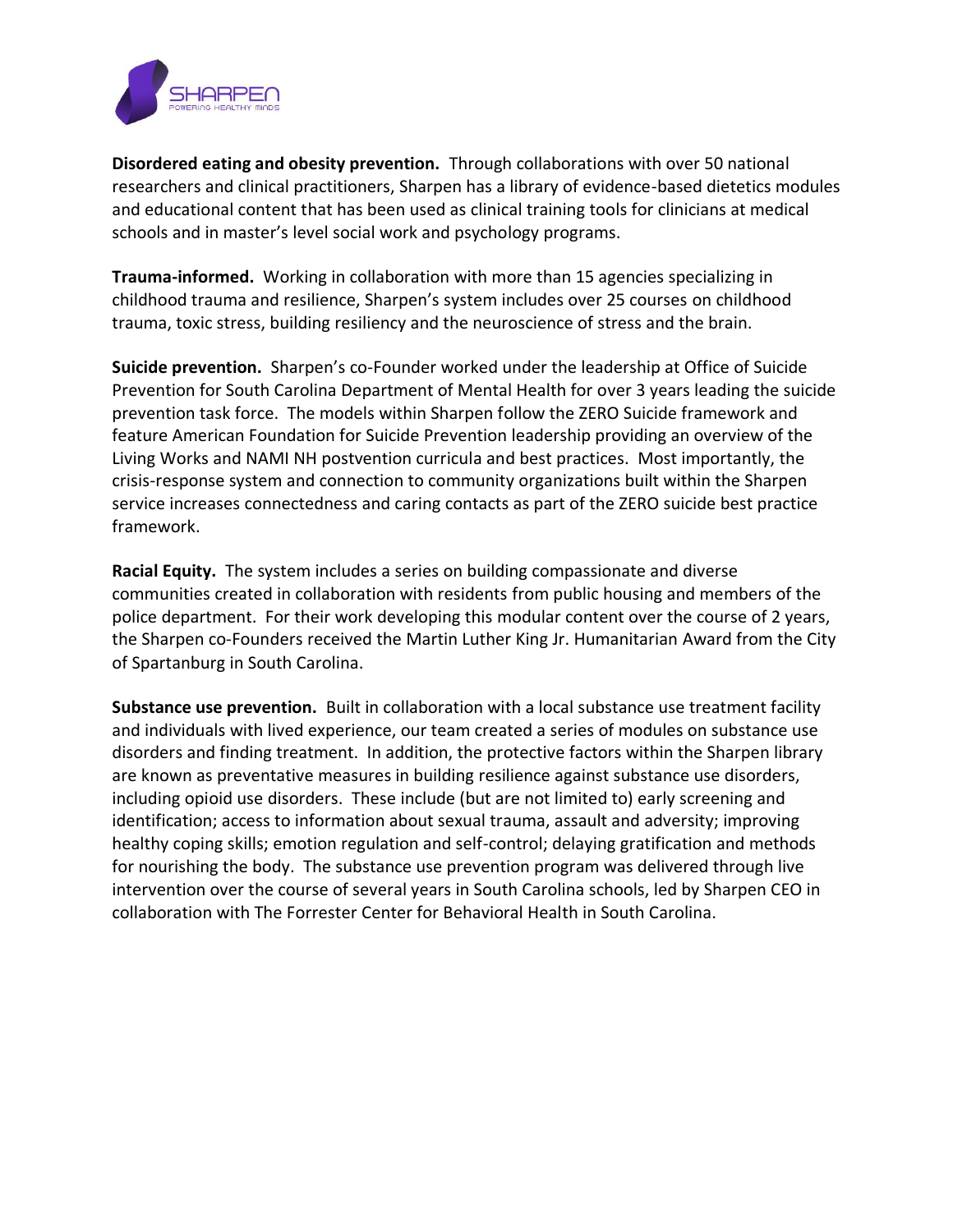**Disordered eating and obesity prevention.** Through collaborations with over 50 national researchers and clinical practitioners, Sharpen has a library of evidence-based dietetics modules and educational content that has been used as clinical training tools for clinicians at medical schools and in master's level social work and psychology programs.

**Trauma-informed.** Working in collaboration with more than 15 agencies specializing in childhood trauma and resilience, Sharpen's system includes over 25 courses on childhood trauma, toxic stress, building resiliency and the neuroscience of stress and the brain.

**Suicide prevention.** Sharpen's co-Founder worked under the leadership at Office of Suicide Prevention for South Carolina Department of Mental Health for over 3 years leading the suicide prevention task force. The models within Sharpen follow the ZERO Suicide framework and feature American Foundation for Suicide Prevention leadership providing an overview of the Living Works and NAMI NH postvention curricula and best practices. Most importantly, the crisis-response system and connection to community organizations built within the Sharpen service increases connectedness and caring contacts as part of the ZERO suicide best practice framework.

**Racial Equity.** The system includes a series on building compassionate and diverse communities created in collaboration with residents from public housing and members of the police department. For their work developing this modular content over the course of 2 years, the Sharpen co-Founders received the Martin Luther King Jr. Humanitarian Award from the City of Spartanburg in South Carolina.

**Substance use prevention.** Built in collaboration with a local substance use treatment facility and individuals with lived experience, our team created a series of modules on substance use disorders and finding treatment. In addition, the protective factors within the Sharpen library are known as preventative measures in building resilience against substance use disorders, including opioid use disorders. These include (but are not limited to) early screening and identification; access to information about sexual trauma, assault and adversity; improving healthy coping skills; emotion regulation and self-control; delaying gratification and methods for nourishing the body. The substance use prevention program was delivered through live intervention over the course of several years in South Carolina schools, led by Sharpen CEO in collaboration with The Forrester Center for Behavioral Health in South Carolina.